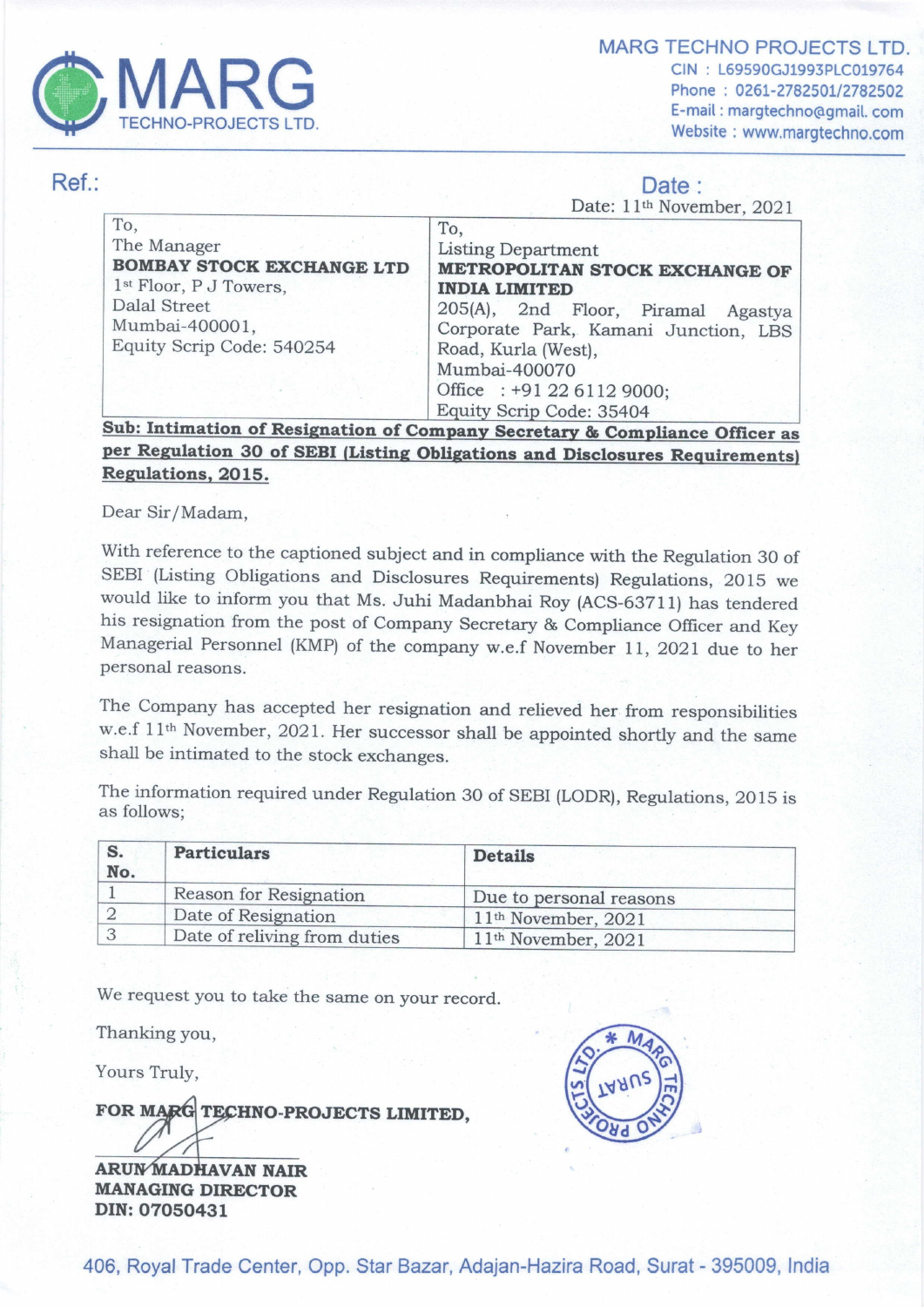MARG TECHNO PROJECTS LTD.
CIN : L69590GJ1993PLC019764
Phone : 0261-2782501/2782502
E-mail : margtechno@gmail.com
Website : www.margtechno.com

Ref.:

Date :
Date: 11th November, 2021

| To,<br>The Manager<br>**BOMBAY STOCK EXCHANGE LTD**<br>1st Floor, P J Towers,<br>Dalal Street<br>Mumbai-400001,<br>Equity Scrip Code: 540254 | To,<br>Listing Department<br>**METROPOLITAN STOCK EXCHANGE OF INDIA LIMITED**<br>205(A), 2nd Floor, Piramal Agastya Corporate Park, Kamani Junction, LBS Road, Kurla (West),<br>Mumbai-400070<br>Office : +91 22 6112 9000;<br>Equity Scrip Code: 35404 |
|---|---|

**Sub: Intimation of Resignation of Company Secretary & Compliance Officer as per Regulation 30 of SEBI (Listing Obligations and Disclosures Requirements) Regulations, 2015.**

Dear Sir/Madam,

With reference to the captioned subject and in compliance with the Regulation 30 of SEBI (Listing Obligations and Disclosures Requirements) Regulations, 2015 we would like to inform you that Ms. Juhi Madanbhai Roy (ACS-63711) has tendered his resignation from the post of Company Secretary & Compliance Officer and Key Managerial Personnel (KMP) of the company w.e.f November 11, 2021 due to her personal reasons.

The Company has accepted her resignation and relieved her from responsibilities w.e.f 11th November, 2021. Her successor shall be appointed shortly and the same shall be intimated to the stock exchanges.

The information required under Regulation 30 of SEBI (LODR), Regulations, 2015 is as follows;

| S. No. | Particulars | Details |
|---|---|---|
| 1 | Reason for Resignation | Due to personal reasons |
| 2 | Date of Resignation | 11th November, 2021 |
| 3 | Date of reliving from duties | 11th November, 2021 |

We request you to take the same on your record.

Thanking you,

Yours Truly,

**FOR MARG TECHNO-PROJECTS LIMITED,**

**ARUN MADHAVAN NAIR**
**MANAGING DIRECTOR**
**DIN: 07050431**

406, Royal Trade Center, Opp. Star Bazar, Adajan-Hazira Road, Surat - 395009, India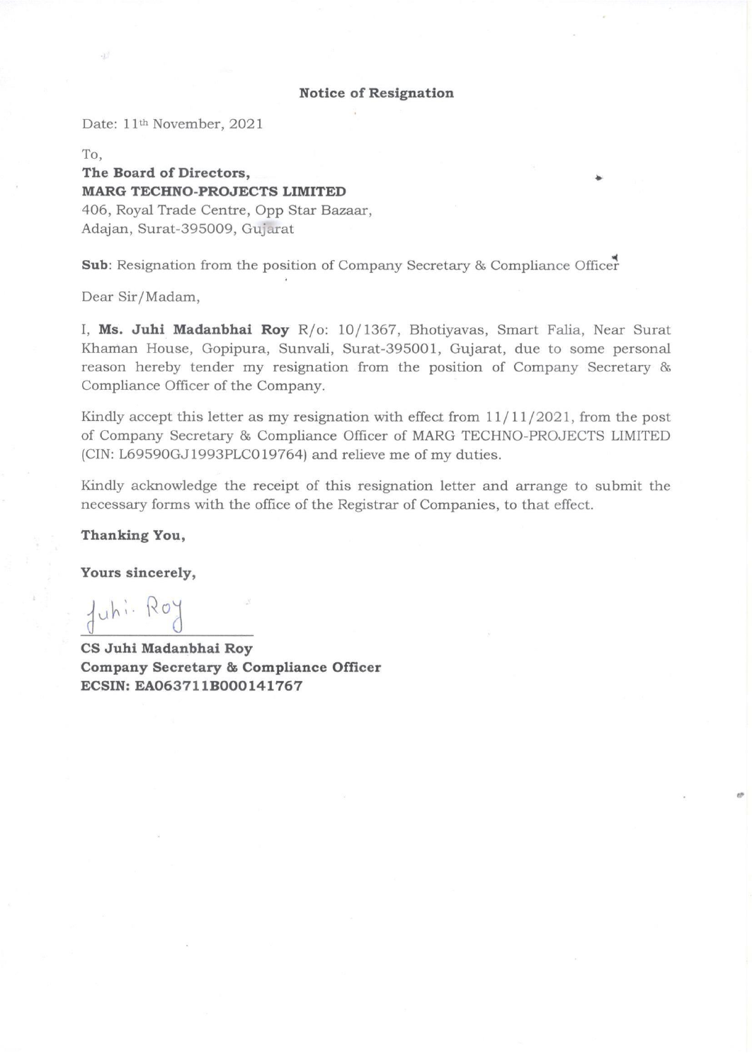**Notice of Resignation**

Date: 11th November, 2021

To,

**The Board of Directors,**
**MARG TECHNO-PROJECTS LIMITED**
406, Royal Trade Centre, Opp Star Bazaar,
Adajan, Surat-395009, Gujarat

**Sub**: Resignation from the position of Company Secretary & Compliance Officer

Dear Sir/Madam,

I, **Ms. Juhi Madanbhai Roy** R/o: 10/1367, Bhotiyavas, Smart Falia, Near Surat Khaman House, Gopipura, Sunvali, Surat-395001, Gujarat, due to some personal reason hereby tender my resignation from the position of Company Secretary & Compliance Officer of the Company.

Kindly accept this letter as my resignation with effect from 11/11/2021, from the post of Company Secretary & Compliance Officer of MARG TECHNO-PROJECTS LIMITED (CIN: L69590GJ1993PLC019764) and relieve me of my duties.

Kindly acknowledge the receipt of this resignation letter and arrange to submit the necessary forms with the office of the Registrar of Companies, to that effect.

**Thanking You,**

**Yours sincerely,**

Juhi Roy

**CS Juhi Madanbhai Roy**
**Company Secretary & Compliance Officer**
**ECSIN: EA063711B000141767**